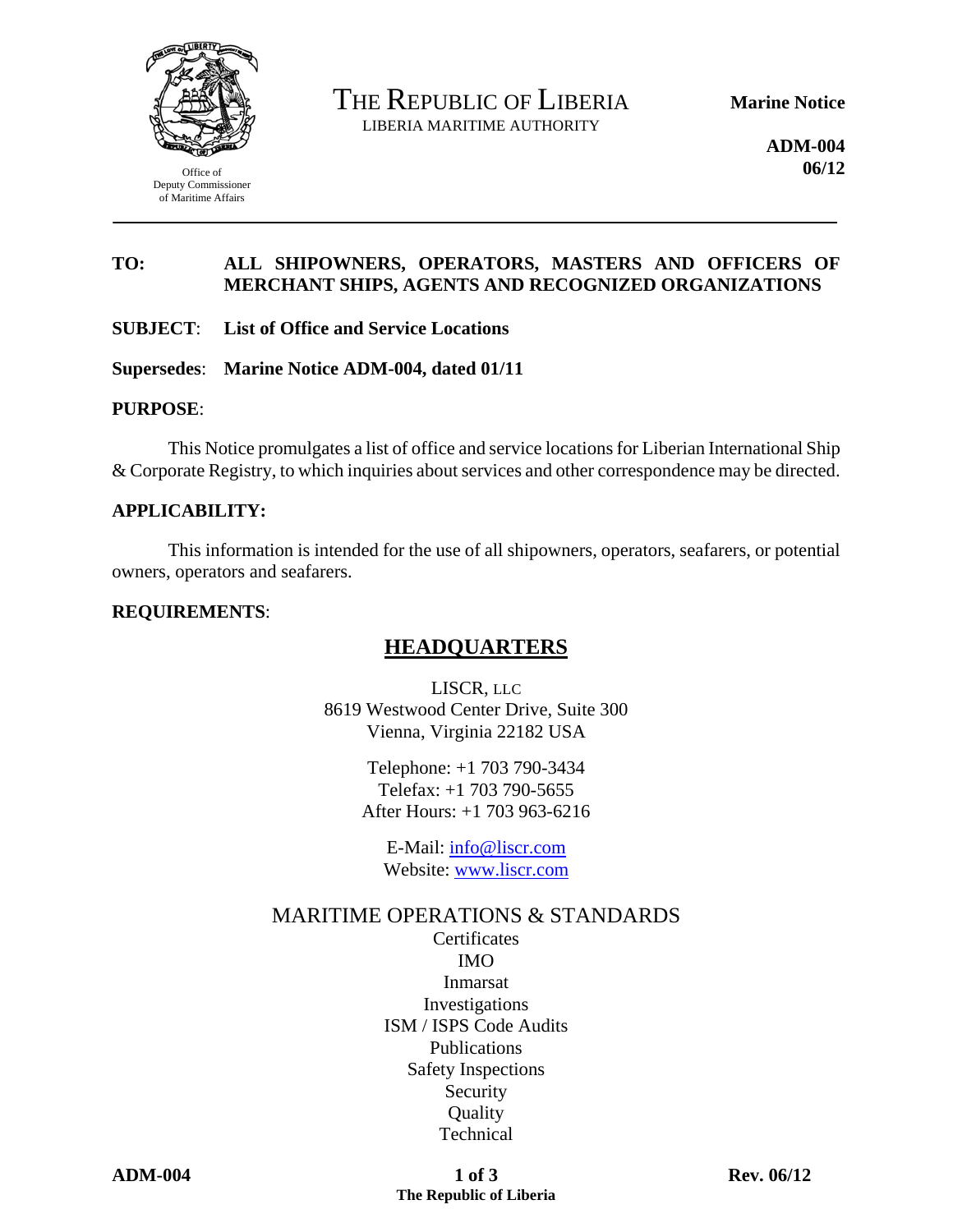Office of
Deputy Commissioner
of Maritime Affairs

# THE REPUBLIC OF LIBERIA

LIBERIA MARITIME AUTHORITY

**Marine Notice**

**ADM-004**
**06/12**

---

**TO:** **ALL SHIPOWNERS, OPERATORS, MASTERS AND OFFICERS OF MERCHANT SHIPS, AGENTS AND RECOGNIZED ORGANIZATIONS**

**SUBJECT**: **List of Office and Service Locations**

**Supersedes**: **Marine Notice ADM-004, dated 01/11**

**PURPOSE**:

This Notice promulgates a list of office and service locations for Liberian International Ship & Corporate Registry, to which inquiries about services and other correspondence may be directed.

**APPLICABILITY:**

This information is intended for the use of all shipowners, operators, seafarers, or potential owners, operators and seafarers.

**REQUIREMENTS**:

## HEADQUARTERS

LISCR, LLC
8619 Westwood Center Drive, Suite 300
Vienna, Virginia 22182 USA

Telephone: +1 703 790-3434
Telefax: +1 703 790-5655
After Hours: +1 703 963-6216

E-Mail: info@liscr.com
Website: www.liscr.com

### MARITIME OPERATIONS & STANDARDS

Certificates
IMO
Inmarsat
Investigations
ISM / ISPS Code Audits
Publications
Safety Inspections
Security
Quality
Technical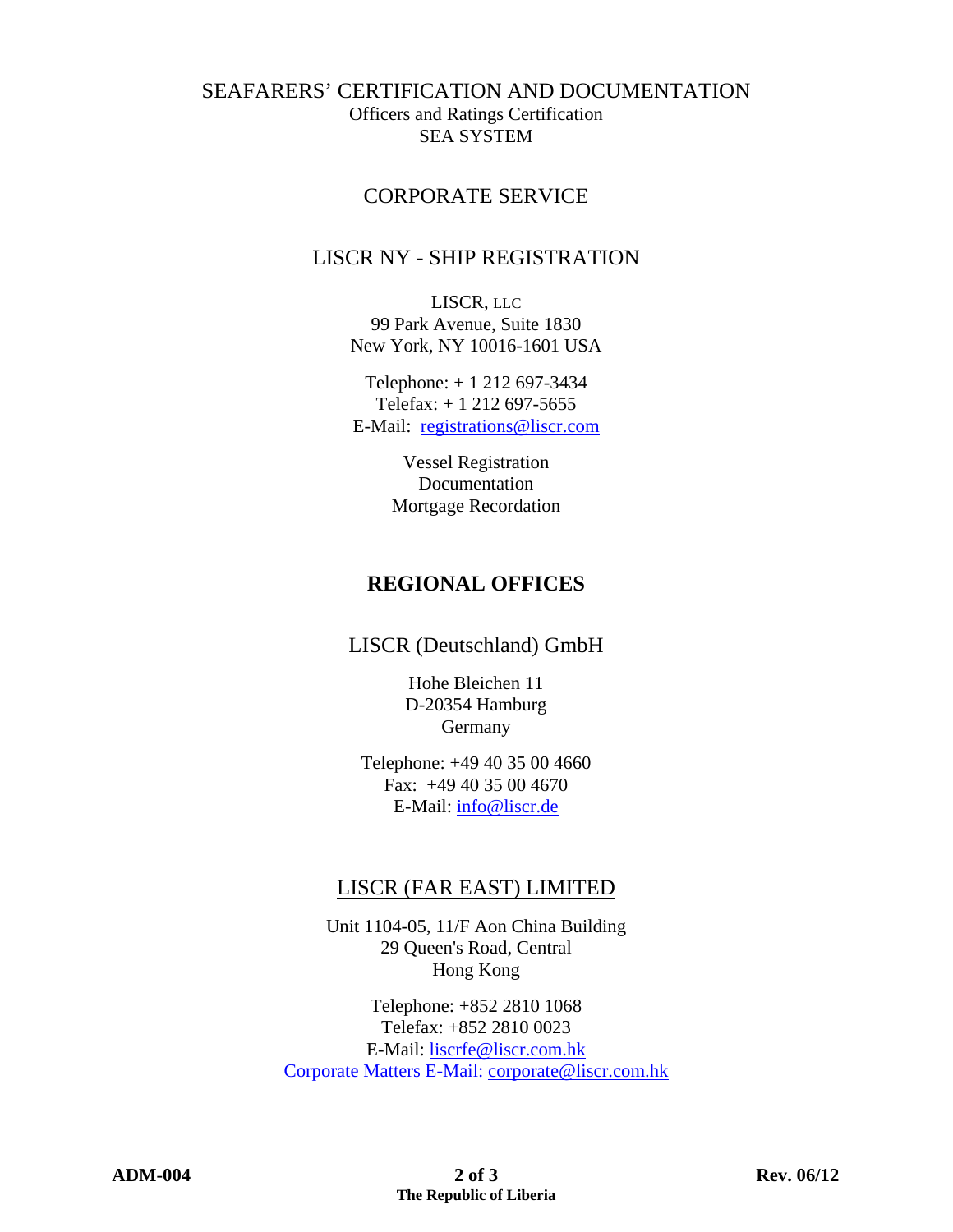SEAFARERS' CERTIFICATION AND DOCUMENTATION
Officers and Ratings Certification
SEA SYSTEM

CORPORATE SERVICE

## LISCR NY - SHIP REGISTRATION

LISCR, LLC
99 Park Avenue, Suite 1830
New York, NY 10016-1601 USA

Telephone: + 1 212 697-3434
Telefax: + 1 212 697-5655
E-Mail: registrations@liscr.com

Vessel Registration
Documentation
Mortgage Recordation

## REGIONAL OFFICES

### LISCR (Deutschland) GmbH

Hohe Bleichen 11
D-20354 Hamburg
Germany

Telephone: +49 40 35 00 4660
Fax: +49 40 35 00 4670
E-Mail: info@liscr.de

### LISCR (FAR EAST) LIMITED

Unit 1104-05, 11/F Aon China Building
29 Queen's Road, Central
Hong Kong

Telephone: +852 2810 1068
Telefax: +852 2810 0023
E-Mail: liscrfe@liscr.com.hk
Corporate Matters E-Mail: corporate@liscr.com.hk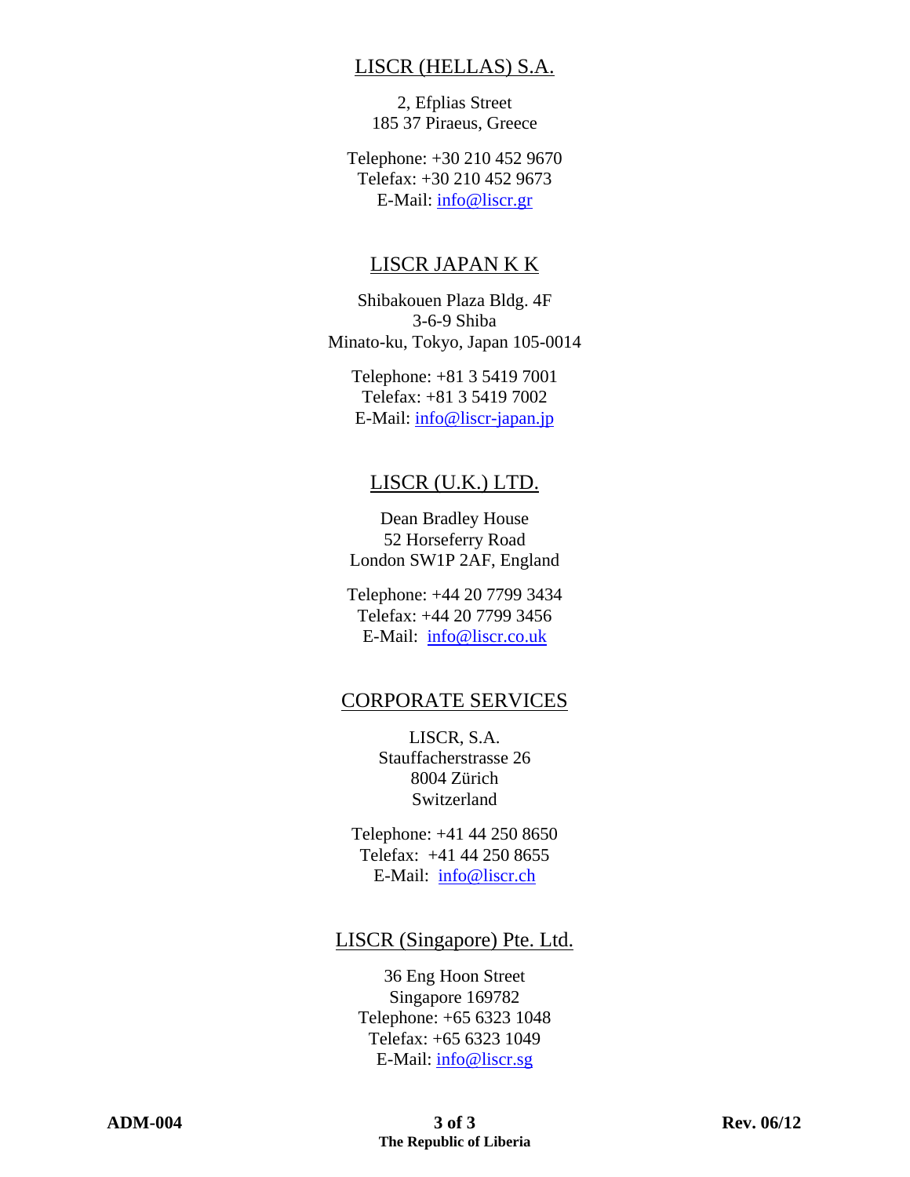## LISCR (HELLAS) S.A.

2, Efplias Street
185 37 Piraeus, Greece

Telephone: +30 210 452 9670
Telefax: +30 210 452 9673
E-Mail: info@liscr.gr

## LISCR JAPAN K K

Shibakouen Plaza Bldg. 4F
3-6-9 Shiba
Minato-ku, Tokyo, Japan 105-0014

Telephone: +81 3 5419 7001
Telefax: +81 3 5419 7002
E-Mail: info@liscr-japan.jp

## LISCR (U.K.) LTD.

Dean Bradley House
52 Horseferry Road
London SW1P 2AF, England

Telephone: +44 20 7799 3434
Telefax: +44 20 7799 3456
E-Mail: info@liscr.co.uk

## CORPORATE SERVICES

LISCR, S.A.
Stauffacherstrasse 26
8004 Zürich
Switzerland

Telephone: +41 44 250 8650
Telefax: +41 44 250 8655
E-Mail: info@liscr.ch

## LISCR (Singapore) Pte. Ltd.

36 Eng Hoon Street
Singapore 169782
Telephone: +65 6323 1048
Telefax: +65 6323 1049
E-Mail: info@liscr.sg